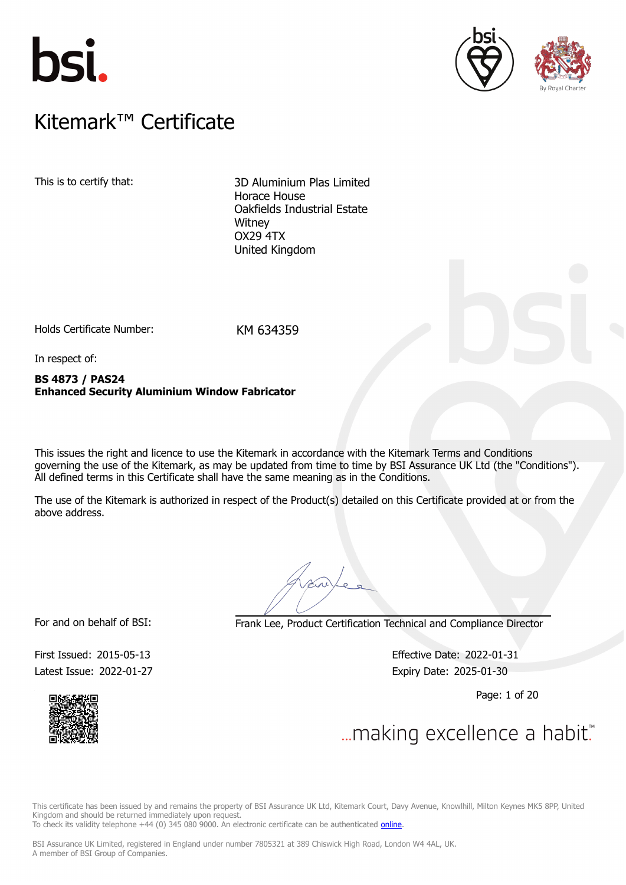# Kitemark™ Certificate

This is to certify that:

3D Aluminium Plas Limited
Horace House
Oakfields Industrial Estate
Witney
OX29 4TX
United Kingdom

Holds Certificate Number: KM 634359

In respect of:

**BS 4873 / PAS24**
**Enhanced Security Aluminium Window Fabricator**

This issues the right and licence to use the Kitemark in accordance with the Kitemark Terms and Conditions governing the use of the Kitemark, as may be updated from time to time by BSI Assurance UK Ltd (the "Conditions"). All defined terms in this Certificate shall have the same meaning as in the Conditions.

The use of the Kitemark is authorized in respect of the Product(s) detailed on this Certificate provided at or from the above address.

For and on behalf of BSI: Frank Lee, Product Certification Technical and Compliance Director

First Issued: 2015-05-13
Latest Issue: 2022-01-27

Effective Date: 2022-01-31
Expiry Date: 2025-01-30

...making excellence a habit.™

This certificate has been issued by and remains the property of BSI Assurance UK Ltd, Kitemark Court, Davy Avenue, Knowlhill, Milton Keynes MK5 8PP, United Kingdom and should be returned immediately upon request.
To check its validity telephone +44 (0) 345 080 9000. An electronic certificate can be authenticated online.

BSI Assurance UK Limited, registered in England under number 7805321 at 389 Chiswick High Road, London W4 4AL, UK.
A member of BSI Group of Companies.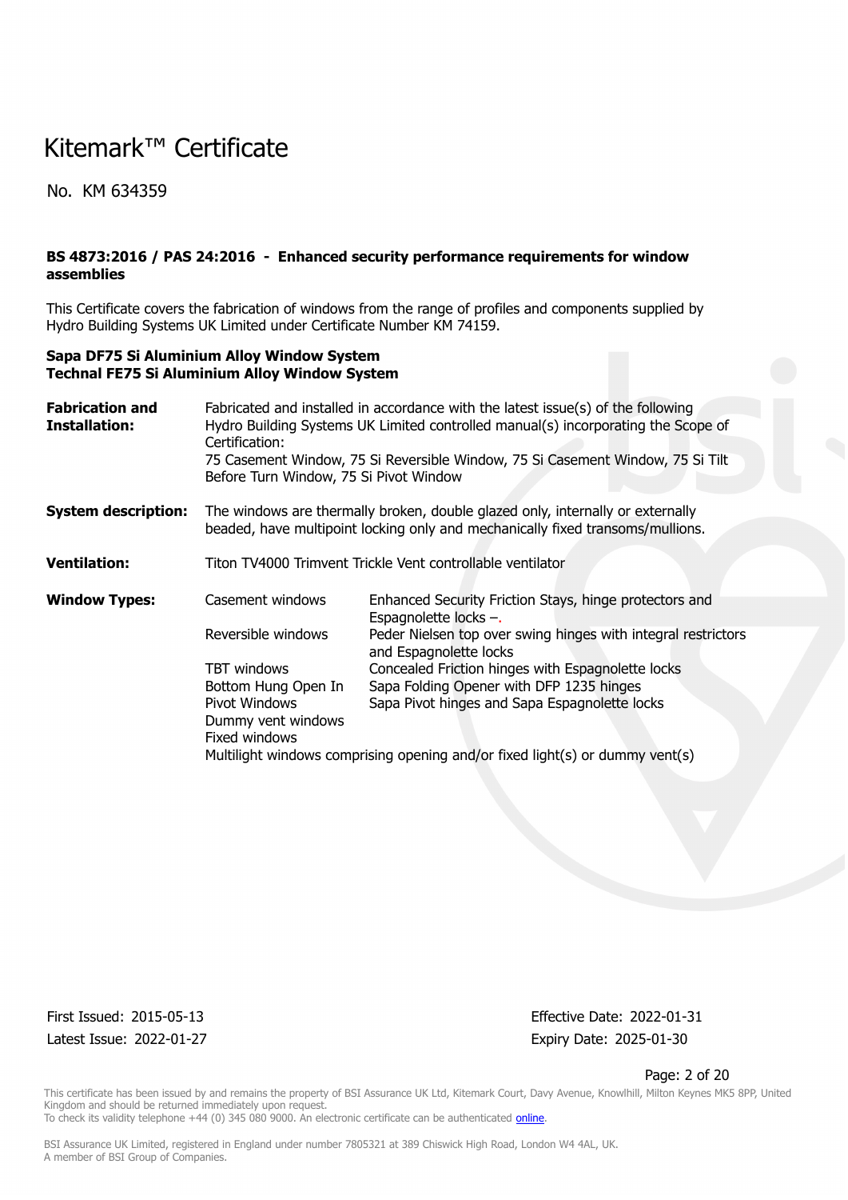# Kitemark™ Certificate

No. KM 634359

**BS 4873:2016 / PAS 24:2016 - Enhanced security performance requirements for window assemblies**

This Certificate covers the fabrication of windows from the range of profiles and components supplied by Hydro Building Systems UK Limited under Certificate Number KM 74159.

**Sapa DF75 Si Aluminium Alloy Window System**
**Technal FE75 Si Aluminium Alloy Window System**

| | | |
|---|---|---|
| **Fabrication and Installation:** | Fabricated and installed in accordance with the latest issue(s) of the following Hydro Building Systems UK Limited controlled manual(s) incorporating the Scope of Certification: 75 Casement Window, 75 Si Reversible Window, 75 Si Casement Window, 75 Si Tilt Before Turn Window, 75 Si Pivot Window | |
| **System description:** | The windows are thermally broken, double glazed only, internally or externally beaded, have multipoint locking only and mechanically fixed transoms/mullions. | |
| **Ventilation:** | Titon TV4000 Trimvent Trickle Vent controllable ventilator | |
| **Window Types:** | Casement windows | Enhanced Security Friction Stays, hinge protectors and Espagnolette locks –. |
| | Reversible windows | Peder Nielsen top over swing hinges with integral restrictors and Espagnolette locks |
| | TBT windows | Concealed Friction hinges with Espagnolette locks |
| | Bottom Hung Open In | Sapa Folding Opener with DFP 1235 hinges |
| | Pivot Windows | Sapa Pivot hinges and Sapa Espagnolette locks |
| | Dummy vent windows | |
| | Fixed windows | |
| | Multilight windows comprising opening and/or fixed light(s) or dummy vent(s) | |

First Issued: 2015-05-13
Latest Issue: 2022-01-27

Effective Date: 2022-01-31
Expiry Date: 2025-01-30

This certificate has been issued by and remains the property of BSI Assurance UK Ltd, Kitemark Court, Davy Avenue, Knowlhill, Milton Keynes MK5 8PP, United Kingdom and should be returned immediately upon request.
To check its validity telephone +44 (0) 345 080 9000. An electronic certificate can be authenticated online.

BSI Assurance UK Limited, registered in England under number 7805321 at 389 Chiswick High Road, London W4 4AL, UK.
A member of BSI Group of Companies.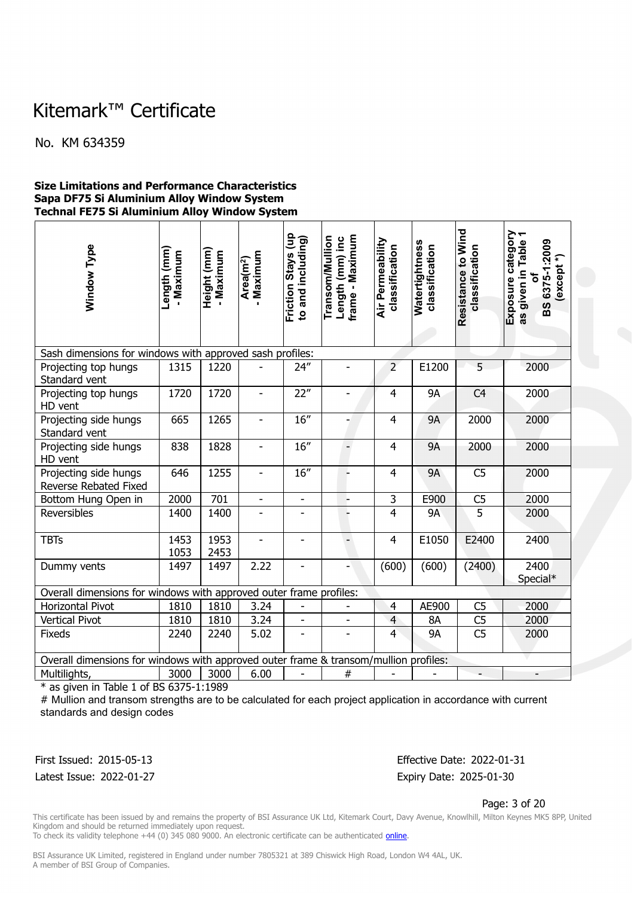# Kitemark™ Certificate

No. KM 634359

**Size Limitations and Performance Characteristics**
**Sapa DF75 Si Aluminium Alloy Window System**
**Technal FE75 Si Aluminium Alloy Window System**

| Window Type | Length (mm) - Maximum | Height (mm) - Maximum | Area($m^2$) - Maximum | Friction Stays (up to and including) | Transom/Mullion Length (mm) inc frame - Maximum | Air Permeability classification | Watertightness classification | Resistance to Wind classification | Exposure category as given in Table 1 of BS 6375-1:2009 (except *) |
|---|---|---|---|---|---|---|---|---|---|
| Sash dimensions for windows with approved sash profiles: | | | | | | | | | |
| Projecting top hungs Standard vent | 1315 | 1220 | - | 24″ | - | 2 | E1200 | 5 | 2000 |
| Projecting top hungs HD vent | 1720 | 1720 | - | 22″ | - | 4 | 9A | C4 | 2000 |
| Projecting side hungs Standard vent | 665 | 1265 | - | 16″ | - | 4 | 9A | 2000 | 2000 |
| Projecting side hungs HD vent | 838 | 1828 | - | 16″ | - | 4 | 9A | 2000 | 2000 |
| Projecting side hungs Reverse Rebated Fixed | 646 | 1255 | - | 16″ | - | 4 | 9A | C5 | 2000 |
| Bottom Hung Open in | 2000 | 701 | - | - | - | 3 | E900 | C5 | 2000 |
| Reversibles | 1400 | 1400 | - | - | - | 4 | 9A | 5 | 2000 |
| TBTs | 1453<br>1053 | 1953<br>2453 | - | - | - | 4 | E1050 | E2400 | 2400 |
| Dummy vents | 1497 | 1497 | 2.22 | - | - | (600) | (600) | (2400) | 2400 Special* |
| Overall dimensions for windows with approved outer frame profiles: | | | | | | | | | |
| Horizontal Pivot | 1810 | 1810 | 3.24 | - | - | 4 | AE900 | C5 | 2000 |
| Vertical Pivot | 1810 | 1810 | 3.24 | - | - | 4 | 8A | C5 | 2000 |
| Fixeds | 2240 | 2240 | 5.02 | - | - | 4 | 9A | C5 | 2000 |
| Overall dimensions for windows with approved outer frame & transom/mullion profiles: | | | | | | | | | |
| Multilights, | 3000 | 3000 | 6.00 | - | # | - | - | - | - |

* as given in Table 1 of BS 6375-1:1989

# Mullion and transom strengths are to be calculated for each project application in accordance with current standards and design codes

First Issued: 2015-05-13
Latest Issue: 2022-01-27

Effective Date: 2022-01-31
Expiry Date: 2025-01-30

This certificate has been issued by and remains the property of BSI Assurance UK Ltd, Kitemark Court, Davy Avenue, Knowlhill, Milton Keynes MK5 8PP, United Kingdom and should be returned immediately upon request.
To check its validity telephone +44 (0) 345 080 9000. An electronic certificate can be authenticated online.

BSI Assurance UK Limited, registered in England under number 7805321 at 389 Chiswick High Road, London W4 4AL, UK.
A member of BSI Group of Companies.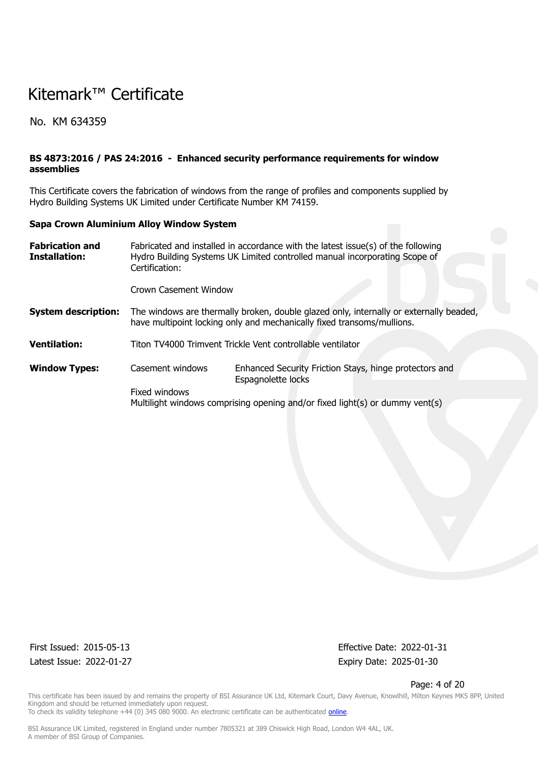# Kitemark™ Certificate

No. KM 634359

**BS 4873:2016 / PAS 24:2016 - Enhanced security performance requirements for window assemblies**

This Certificate covers the fabrication of windows from the range of profiles and components supplied by Hydro Building Systems UK Limited under Certificate Number KM 74159.

**Sapa Crown Aluminium Alloy Window System**

| | | |
|---|---|---|
| **Fabrication and Installation:** | Fabricated and installed in accordance with the latest issue(s) of the following Hydro Building Systems UK Limited controlled manual incorporating Scope of Certification:<br><br>Crown Casement Window | |
| **System description:** | The windows are thermally broken, double glazed only, internally or externally beaded, have multipoint locking only and mechanically fixed transoms/mullions. | |
| **Ventilation:** | Titon TV4000 Trimvent Trickle Vent controllable ventilator | |
| **Window Types:** | Casement windows | Enhanced Security Friction Stays, hinge protectors and Espagnolette locks |
| | Fixed windows | |
| | Multilight windows comprising opening and/or fixed light(s) or dummy vent(s) | |

First Issued: 2015-05-13
Latest Issue: 2022-01-27

Effective Date: 2022-01-31
Expiry Date: 2025-01-30

This certificate has been issued by and remains the property of BSI Assurance UK Ltd, Kitemark Court, Davy Avenue, Knowlhill, Milton Keynes MK5 8PP, United Kingdom and should be returned immediately upon request.
To check its validity telephone +44 (0) 345 080 9000. An electronic certificate can be authenticated online.

BSI Assurance UK Limited, registered in England under number 7805321 at 389 Chiswick High Road, London W4 4AL, UK.
A member of BSI Group of Companies.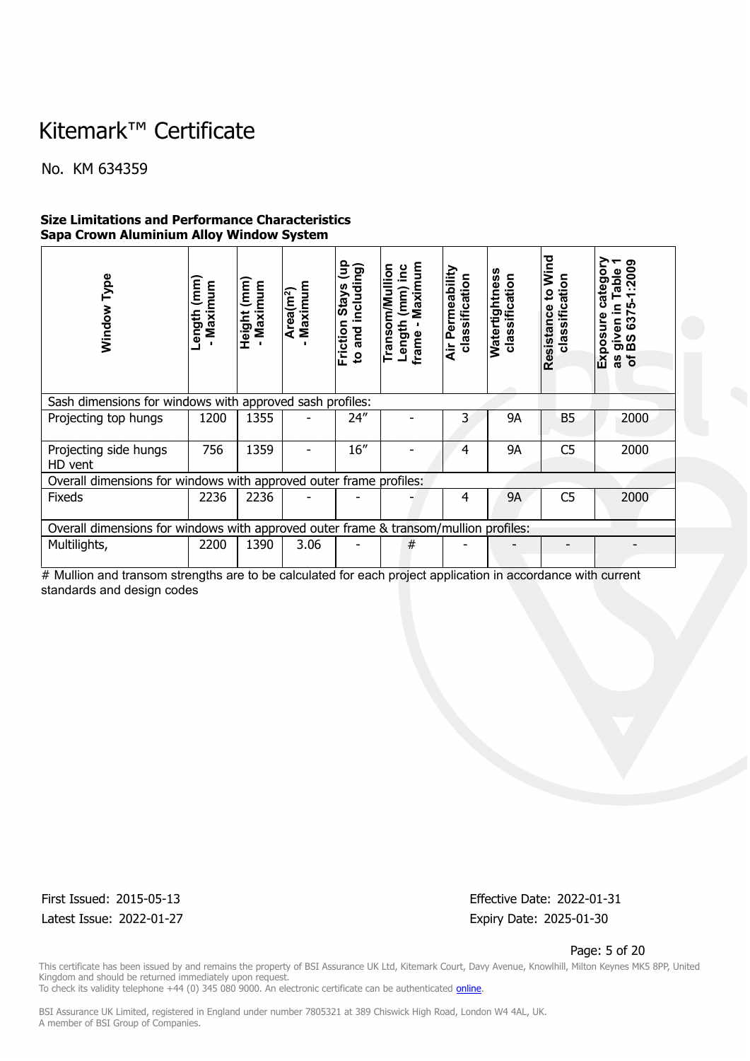# Kitemark™ Certificate

No. KM 634359

**Size Limitations and Performance Characteristics**
**Sapa Crown Aluminium Alloy Window System**

| Window Type | Length (mm) - Maximum | Height (mm) - Maximum | Area(m²) - Maximum | Friction Stays (up to and including) | Transom/Mullion Length (mm) inc frame - Maximum | Air Permeability classification | Watertightness classification | Resistance to Wind classification | Exposure category as given in Table 1 of BS 6375-1:2009 |
|---|---|---|---|---|---|---|---|---|---|
| Sash dimensions for windows with approved sash profiles: | | | | | | | | | |
| Projecting top hungs | 1200 | 1355 | - | 24" | - | 3 | 9A | B5 | 2000 |
| Projecting side hungs HD vent | 756 | 1359 | - | 16" | - | 4 | 9A | C5 | 2000 |
| Overall dimensions for windows with approved outer frame profiles: | | | | | | | | | |
| Fixeds | 2236 | 2236 | - | - | - | 4 | 9A | C5 | 2000 |
| Overall dimensions for windows with approved outer frame & transom/mullion profiles: | | | | | | | | | |
| Multilights, | 2200 | 1390 | 3.06 | - | # | - | - | - | - |

# Mullion and transom strengths are to be calculated for each project application in accordance with current standards and design codes

First Issued: 2015-05-13
Latest Issue: 2022-01-27

Effective Date: 2022-01-31
Expiry Date: 2025-01-30

This certificate has been issued by and remains the property of BSI Assurance UK Ltd, Kitemark Court, Davy Avenue, Knowlhill, Milton Keynes MK5 8PP, United Kingdom and should be returned immediately upon request.
To check its validity telephone +44 (0) 345 080 9000. An electronic certificate can be authenticated online.

BSI Assurance UK Limited, registered in England under number 7805321 at 389 Chiswick High Road, London W4 4AL, UK.
A member of BSI Group of Companies.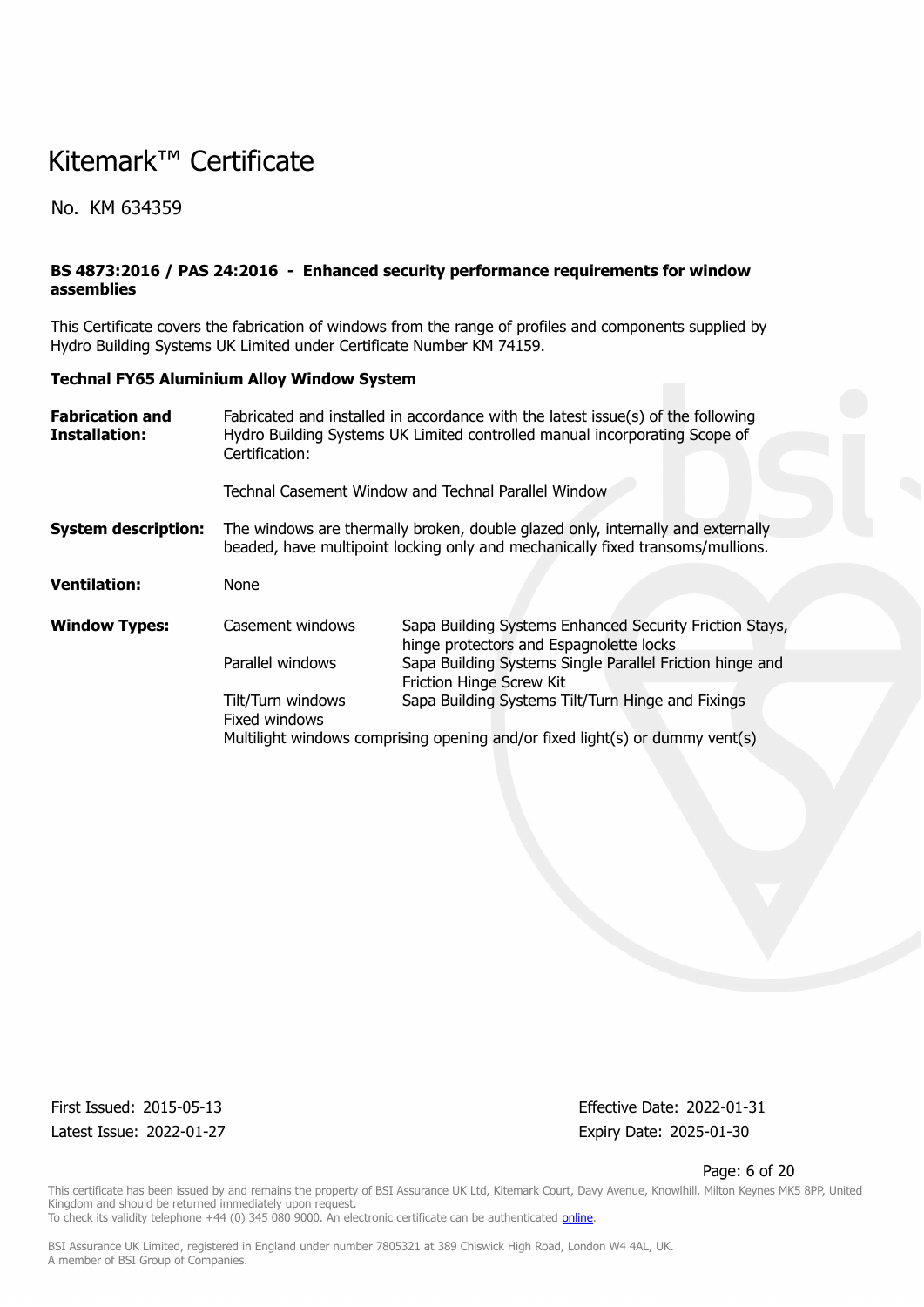# Kitemark™ Certificate

No. KM 634359

**BS 4873:2016 / PAS 24:2016 - Enhanced security performance requirements for window assemblies**

This Certificate covers the fabrication of windows from the range of profiles and components supplied by Hydro Building Systems UK Limited under Certificate Number KM 74159.

**Technal FY65 Aluminium Alloy Window System**

| | | |
|---|---|---|
| **Fabrication and Installation:** | Fabricated and installed in accordance with the latest issue(s) of the following Hydro Building Systems UK Limited controlled manual incorporating Scope of Certification:<br><br>Technal Casement Window and Technal Parallel Window | |
| **System description:** | The windows are thermally broken, double glazed only, internally and externally beaded, have multipoint locking only and mechanically fixed transoms/mullions. | |
| **Ventilation:** | None | |
| **Window Types:** | Casement windows | Sapa Building Systems Enhanced Security Friction Stays, hinge protectors and Espagnolette locks |
| | Parallel windows | Sapa Building Systems Single Parallel Friction hinge and Friction Hinge Screw Kit |
| | Tilt/Turn windows | Sapa Building Systems Tilt/Turn Hinge and Fixings |
| | Fixed windows | |
| | Multilight windows comprising opening and/or fixed light(s) or dummy vent(s) | |

First Issued: 2015-05-13
Latest Issue: 2022-01-27

Effective Date: 2022-01-31
Expiry Date: 2025-01-30

This certificate has been issued by and remains the property of BSI Assurance UK Ltd, Kitemark Court, Davy Avenue, Knowlhill, Milton Keynes MK5 8PP, United Kingdom and should be returned immediately upon request.
To check its validity telephone +44 (0) 345 080 9000. An electronic certificate can be authenticated online.

BSI Assurance UK Limited, registered in England under number 7805321 at 389 Chiswick High Road, London W4 4AL, UK.
A member of BSI Group of Companies.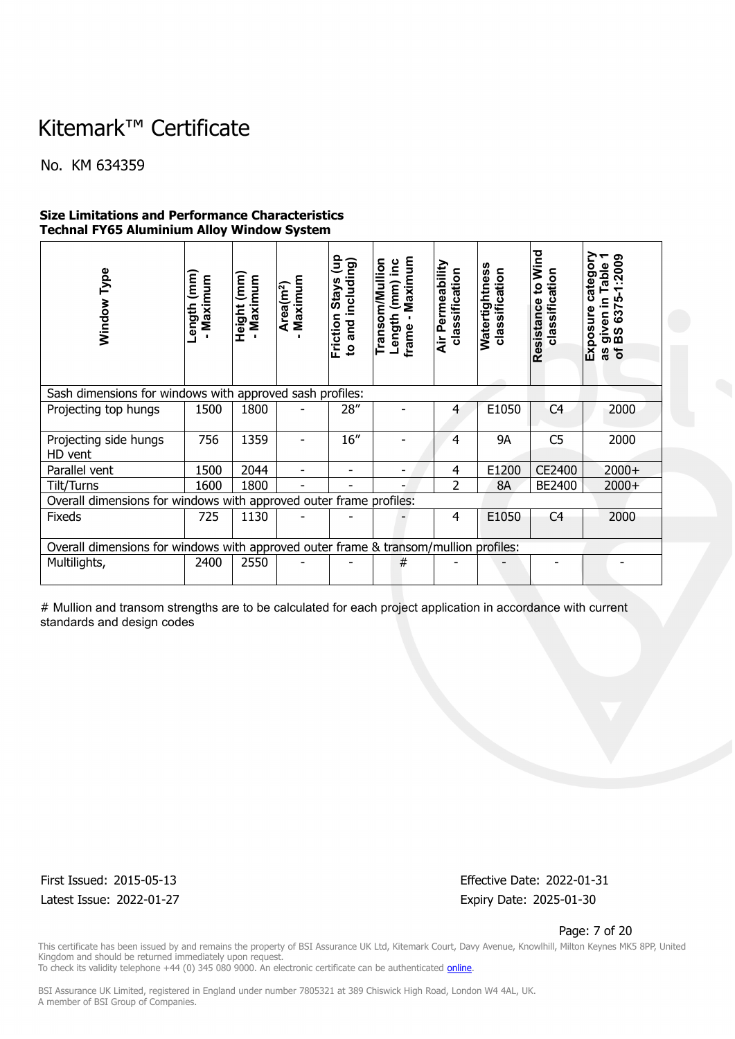# Kitemark™ Certificate

No. KM 634359

**Size Limitations and Performance Characteristics**
**Technal FY65 Aluminium Alloy Window System**

| Window Type | Length (mm) - Maximum | Height (mm) - Maximum | Area($m^2$) - Maximum | Friction Stays (up to and including) | Transom/Mullion Length (mm) inc frame - Maximum | Air Permeability classification | Watertightness classification | Resistance to Wind classification | Exposure category as given in Table 1 of BS 6375-1:2009 |
|---|---|---|---|---|---|---|---|---|---|
| Sash dimensions for windows with approved sash profiles: | | | | | | | | | |
| Projecting top hungs | 1500 | 1800 | - | 28″ | - | 4 | E1050 | C4 | 2000 |
| Projecting side hungs HD vent | 756 | 1359 | - | 16″ | - | 4 | 9A | C5 | 2000 |
| Parallel vent | 1500 | 2044 | - | - | - | 4 | E1200 | CE2400 | 2000+ |
| Tilt/Turns | 1600 | 1800 | - | - | - | 2 | 8A | BE2400 | 2000+ |
| Overall dimensions for windows with approved outer frame profiles: | | | | | | | | | |
| Fixeds | 725 | 1130 | - | - | - | 4 | E1050 | C4 | 2000 |
| Overall dimensions for windows with approved outer frame & transom/mullion profiles: | | | | | | | | | |
| Multilights, | 2400 | 2550 | - | - | # | - | - | - | - |

# Mullion and transom strengths are to be calculated for each project application in accordance with current standards and design codes

First Issued: 2015-05-13
Latest Issue: 2022-01-27

Effective Date: 2022-01-31
Expiry Date: 2025-01-30

This certificate has been issued by and remains the property of BSI Assurance UK Ltd, Kitemark Court, Davy Avenue, Knowlhill, Milton Keynes MK5 8PP, United Kingdom and should be returned immediately upon request.
To check its validity telephone +44 (0) 345 080 9000. An electronic certificate can be authenticated online.

BSI Assurance UK Limited, registered in England under number 7805321 at 389 Chiswick High Road, London W4 4AL, UK.
A member of BSI Group of Companies.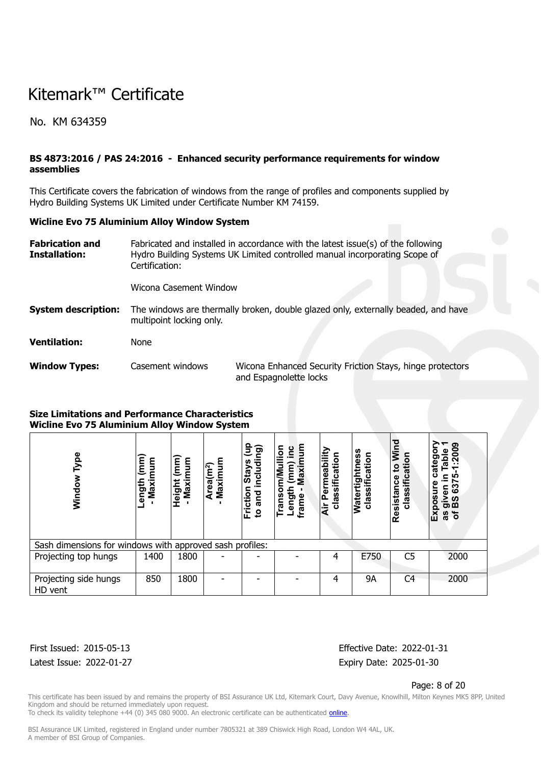# Kitemark™ Certificate

No. KM 634359

**BS 4873:2016 / PAS 24:2016 - Enhanced security performance requirements for window assemblies**

This Certificate covers the fabrication of windows from the range of profiles and components supplied by Hydro Building Systems UK Limited under Certificate Number KM 74159.

**Wicline Evo 75 Aluminium Alloy Window System**

**Fabrication and Installation:** Fabricated and installed in accordance with the latest issue(s) of the following Hydro Building Systems UK Limited controlled manual incorporating Scope of Certification:

Wicona Casement Window

**System description:** The windows are thermally broken, double glazed only, externally beaded, and have multipoint locking only.

**Ventilation:** None

**Window Types:** Casement windows — Wicona Enhanced Security Friction Stays, hinge protectors and Espagnolette locks

**Size Limitations and Performance Characteristics**
**Wicline Evo 75 Aluminium Alloy Window System**

| Window Type | Length (mm) - Maximum | Height (mm) - Maximum | Area(m²) - Maximum | Friction Stays (up to and including) | Transom/Mullion Length (mm) inc frame - Maximum | Air Permeability classification | Watertightness classification | Resistance to Wind classification | Exposure category as given in Table 1 of BS 6375-1:2009 |
|---|---|---|---|---|---|---|---|---|---|
| Sash dimensions for windows with approved sash profiles: | | | | | | | | | |
| Projecting top hungs | 1400 | 1800 | - | - | - | 4 | E750 | C5 | 2000 |
| Projecting side hungs HD vent | 850 | 1800 | - | - | - | 4 | 9A | C4 | 2000 |

First Issued: 2015-05-13
Latest Issue: 2022-01-27

Effective Date: 2022-01-31
Expiry Date: 2025-01-30

This certificate has been issued by and remains the property of BSI Assurance UK Ltd, Kitemark Court, Davy Avenue, Knowlhill, Milton Keynes MK5 8PP, United Kingdom and should be returned immediately upon request.
To check its validity telephone +44 (0) 345 080 9000. An electronic certificate can be authenticated online.

BSI Assurance UK Limited, registered in England under number 7805321 at 389 Chiswick High Road, London W4 4AL, UK.
A member of BSI Group of Companies.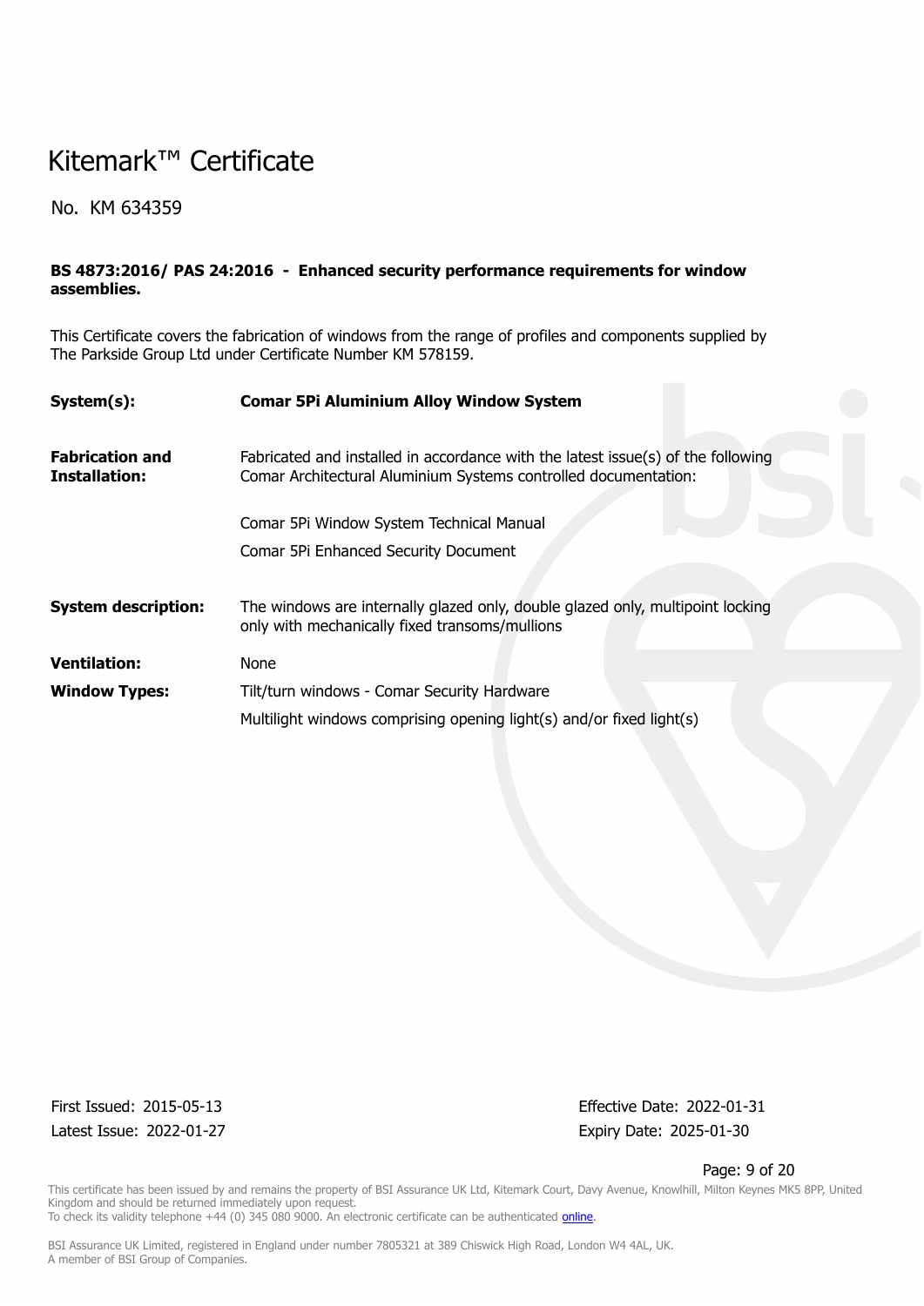# Kitemark™ Certificate

No. KM 634359

**BS 4873:2016/ PAS 24:2016 - Enhanced security performance requirements for window assemblies.**

This Certificate covers the fabrication of windows from the range of profiles and components supplied by The Parkside Group Ltd under Certificate Number KM 578159.

| | |
|---|---|
| **System(s):** | **Comar 5Pi Aluminium Alloy Window System** |
| **Fabrication and Installation:** | Fabricated and installed in accordance with the latest issue(s) of the following Comar Architectural Aluminium Systems controlled documentation:<br><br>Comar 5Pi Window System Technical Manual<br>Comar 5Pi Enhanced Security Document |
| **System description:** | The windows are internally glazed only, double glazed only, multipoint locking only with mechanically fixed transoms/mullions |
| **Ventilation:** | None |
| **Window Types:** | Tilt/turn windows - Comar Security Hardware<br>Multilight windows comprising opening light(s) and/or fixed light(s) |

First Issued: 2015-05-13
Latest Issue: 2022-01-27

Effective Date: 2022-01-31
Expiry Date: 2025-01-30

This certificate has been issued by and remains the property of BSI Assurance UK Ltd, Kitemark Court, Davy Avenue, Knowlhill, Milton Keynes MK5 8PP, United Kingdom and should be returned immediately upon request.
To check its validity telephone +44 (0) 345 080 9000. An electronic certificate can be authenticated online.

BSI Assurance UK Limited, registered in England under number 7805321 at 389 Chiswick High Road, London W4 4AL, UK.
A member of BSI Group of Companies.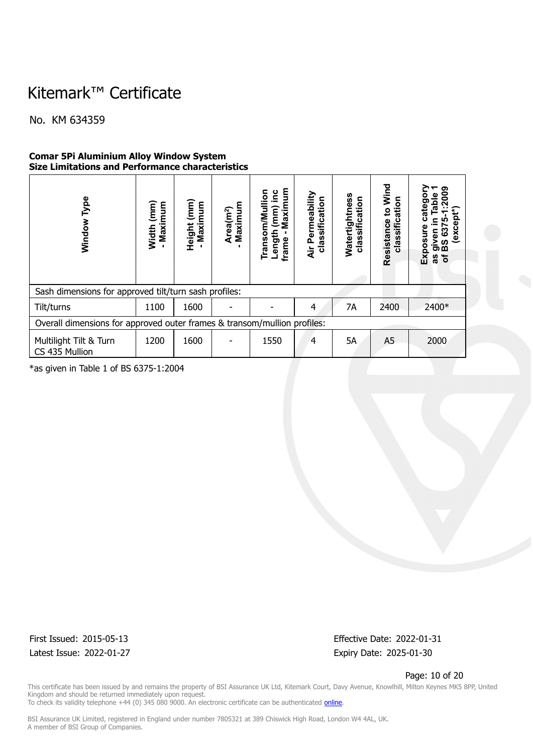# Kitemark™ Certificate

No. KM 634359

**Comar 5Pi Aluminium Alloy Window System**
**Size Limitations and Performance characteristics**

| Window Type | Width (mm) - Maximum | Height (mm) - Maximum | Area(m²) - Maximum | Transom/Mullion Length (mm) inc frame - Maximum | Air Permeability classification | Watertightness classification | Resistance to Wind classification | Exposure category as given in Table 1 of BS 6375-1:2009 (except*) |
|---|---|---|---|---|---|---|---|---|
| Sash dimensions for approved tilt/turn sash profiles: | | | | | | | | |
| Tilt/turns | 1100 | 1600 | - | - | 4 | 7A | 2400 | 2400* |
| Overall dimensions for approved outer frames & transom/mullion profiles: | | | | | | | | |
| Multilight Tilt & Turn CS 435 Mullion | 1200 | 1600 | - | 1550 | 4 | 5A | A5 | 2000 |

*as given in Table 1 of BS 6375-1:2004

First Issued: 2015-05-13
Latest Issue: 2022-01-27

Effective Date: 2022-01-31
Expiry Date: 2025-01-30

This certificate has been issued by and remains the property of BSI Assurance UK Ltd, Kitemark Court, Davy Avenue, Knowlhill, Milton Keynes MK5 8PP, United Kingdom and should be returned immediately upon request.
To check its validity telephone +44 (0) 345 080 9000. An electronic certificate can be authenticated online.

BSI Assurance UK Limited, registered in England under number 7805321 at 389 Chiswick High Road, London W4 4AL, UK.
A member of BSI Group of Companies.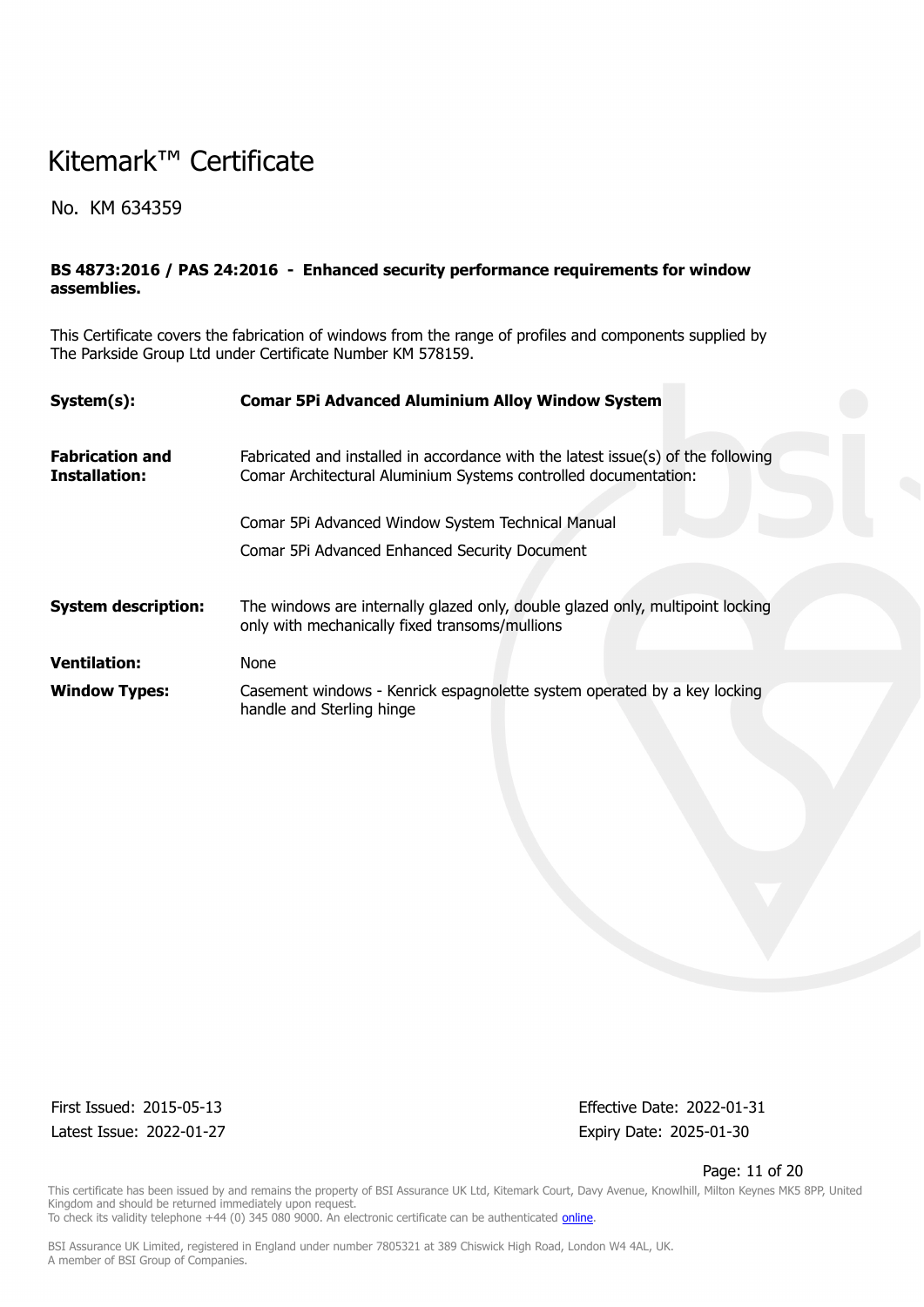# Kitemark™ Certificate

No. KM 634359

**BS 4873:2016 / PAS 24:2016 - Enhanced security performance requirements for window assemblies.**

This Certificate covers the fabrication of windows from the range of profiles and components supplied by The Parkside Group Ltd under Certificate Number KM 578159.

| | |
|---|---|
| **System(s):** | **Comar 5Pi Advanced Aluminium Alloy Window System** |
| **Fabrication and Installation:** | Fabricated and installed in accordance with the latest issue(s) of the following Comar Architectural Aluminium Systems controlled documentation:<br><br>Comar 5Pi Advanced Window System Technical Manual<br>Comar 5Pi Advanced Enhanced Security Document |
| **System description:** | The windows are internally glazed only, double glazed only, multipoint locking only with mechanically fixed transoms/mullions |
| **Ventilation:** | None |
| **Window Types:** | Casement windows - Kenrick espagnolette system operated by a key locking handle and Sterling hinge |

First Issued: 2015-05-13
Latest Issue: 2022-01-27

Effective Date: 2022-01-31
Expiry Date: 2025-01-30

This certificate has been issued by and remains the property of BSI Assurance UK Ltd, Kitemark Court, Davy Avenue, Knowlhill, Milton Keynes MK5 8PP, United Kingdom and should be returned immediately upon request.
To check its validity telephone +44 (0) 345 080 9000. An electronic certificate can be authenticated online.

BSI Assurance UK Limited, registered in England under number 7805321 at 389 Chiswick High Road, London W4 4AL, UK.
A member of BSI Group of Companies.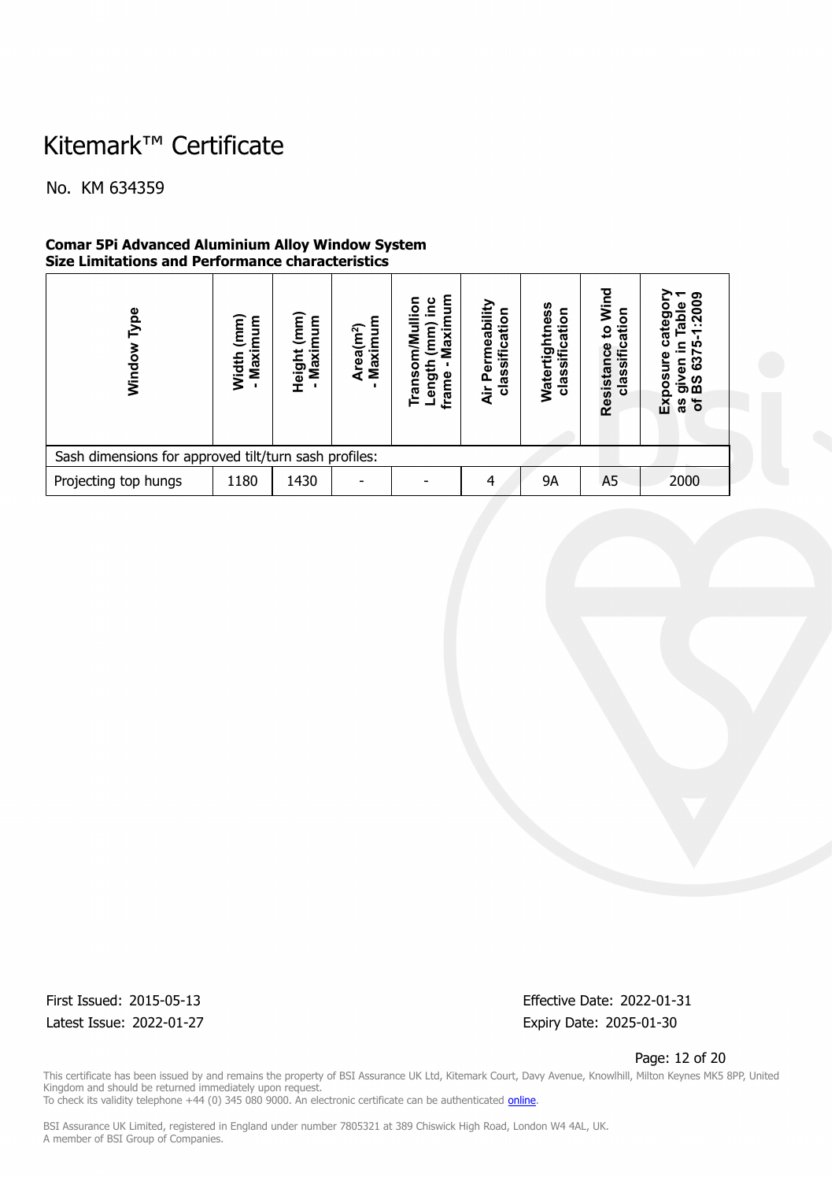# Kitemark™ Certificate

No. KM 634359

**Comar 5Pi Advanced Aluminium Alloy Window System**
**Size Limitations and Performance characteristics**

| Window Type | Width (mm) - Maximum | Height (mm) - Maximum | Area($m^2$) - Maximum | Transom/Mullion Length (mm) inc frame - Maximum | Air Permeability classification | Watertightness classification | Resistance to Wind classification | Exposure category as given in Table 1 of BS 6375-1:2009 |
|---|---|---|---|---|---|---|---|---|
| Sash dimensions for approved tilt/turn sash profiles: | | | | | | | | |
| Projecting top hungs | 1180 | 1430 | - | - | 4 | 9A | A5 | 2000 |

First Issued: 2015-05-13
Latest Issue: 2022-01-27

Effective Date: 2022-01-31
Expiry Date: 2025-01-30

This certificate has been issued by and remains the property of BSI Assurance UK Ltd, Kitemark Court, Davy Avenue, Knowlhill, Milton Keynes MK5 8PP, United Kingdom and should be returned immediately upon request.
To check its validity telephone +44 (0) 345 080 9000. An electronic certificate can be authenticated online.

BSI Assurance UK Limited, registered in England under number 7805321 at 389 Chiswick High Road, London W4 4AL, UK.
A member of BSI Group of Companies.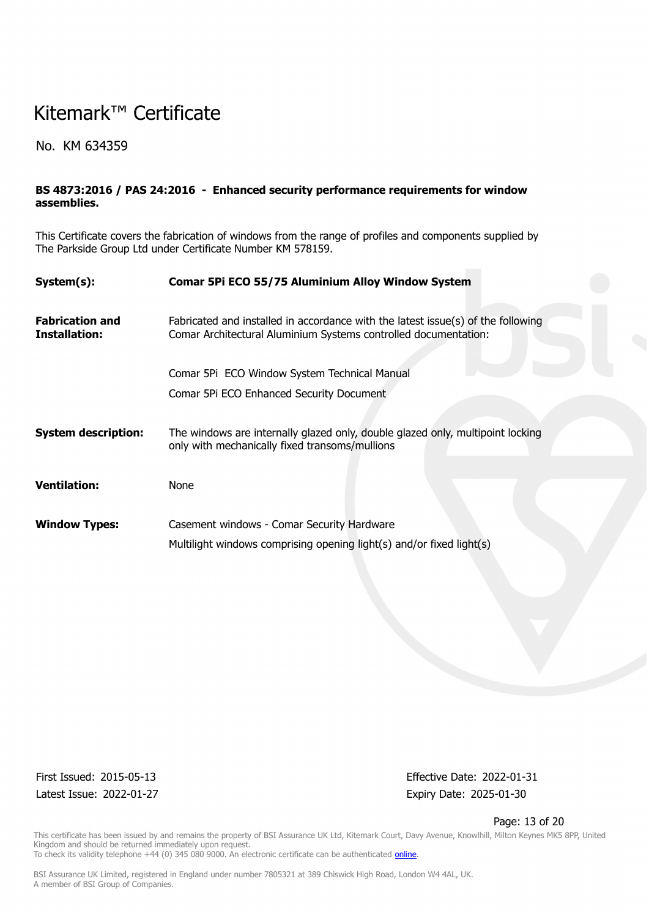# Kitemark™ Certificate

No. KM 634359

**BS 4873:2016 / PAS 24:2016 - Enhanced security performance requirements for window assemblies.**

This Certificate covers the fabrication of windows from the range of profiles and components supplied by The Parkside Group Ltd under Certificate Number KM 578159.

| | |
|---|---|
| **System(s):** | **Comar 5Pi ECO 55/75 Aluminium Alloy Window System** |
| **Fabrication and Installation:** | Fabricated and installed in accordance with the latest issue(s) of the following Comar Architectural Aluminium Systems controlled documentation:<br><br>Comar 5Pi ECO Window System Technical Manual<br><br>Comar 5Pi ECO Enhanced Security Document |
| **System description:** | The windows are internally glazed only, double glazed only, multipoint locking only with mechanically fixed transoms/mullions |
| **Ventilation:** | None |
| **Window Types:** | Casement windows - Comar Security Hardware<br><br>Multilight windows comprising opening light(s) and/or fixed light(s) |

First Issued: 2015-05-13
Latest Issue: 2022-01-27

Effective Date: 2022-01-31
Expiry Date: 2025-01-30

This certificate has been issued by and remains the property of BSI Assurance UK Ltd, Kitemark Court, Davy Avenue, Knowlhill, Milton Keynes MK5 8PP, United Kingdom and should be returned immediately upon request.
To check its validity telephone +44 (0) 345 080 9000. An electronic certificate can be authenticated online.

BSI Assurance UK Limited, registered in England under number 7805321 at 389 Chiswick High Road, London W4 4AL, UK.
A member of BSI Group of Companies.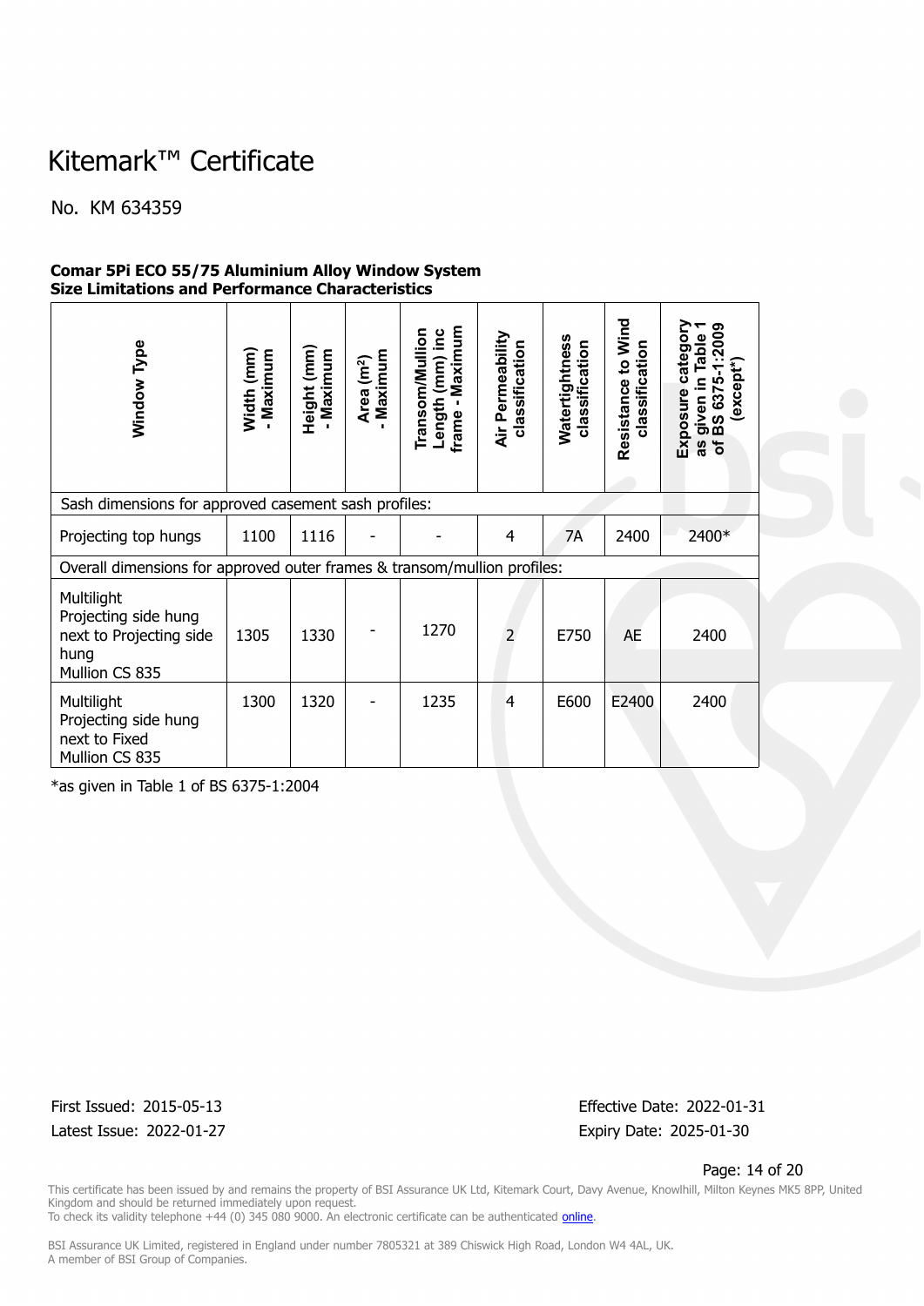# Kitemark™ Certificate

No. KM 634359

**Comar 5Pi ECO 55/75 Aluminium Alloy Window System**
**Size Limitations and Performance Characteristics**

| Window Type | Width (mm) - Maximum | Height (mm) - Maximum | Area (m²) - Maximum | Transom/Mullion Length (mm) inc frame - Maximum | Air Permeability classification | Watertightness classification | Resistance to Wind classification | Exposure category as given in Table 1 of BS 6375-1:2009 (except*) |
|---|---|---|---|---|---|---|---|---|
| Sash dimensions for approved casement sash profiles: | | | | | | | | |
| Projecting top hungs | 1100 | 1116 | - | - | 4 | 7A | 2400 | 2400* |
| Overall dimensions for approved outer frames & transom/mullion profiles: | | | | | | | | |
| Multilight Projecting side hung next to Projecting side hung Mullion CS 835 | 1305 | 1330 | - | 1270 | 2 | E750 | AE | 2400 |
| Multilight Projecting side hung next to Fixed Mullion CS 835 | 1300 | 1320 | - | 1235 | 4 | E600 | E2400 | 2400 |

*as given in Table 1 of BS 6375-1:2004

First Issued: 2015-05-13
Latest Issue: 2022-01-27

Effective Date: 2022-01-31
Expiry Date: 2025-01-30

This certificate has been issued by and remains the property of BSI Assurance UK Ltd, Kitemark Court, Davy Avenue, Knowlhill, Milton Keynes MK5 8PP, United Kingdom and should be returned immediately upon request.
To check its validity telephone +44 (0) 345 080 9000. An electronic certificate can be authenticated online.

BSI Assurance UK Limited, registered in England under number 7805321 at 389 Chiswick High Road, London W4 4AL, UK.
A member of BSI Group of Companies.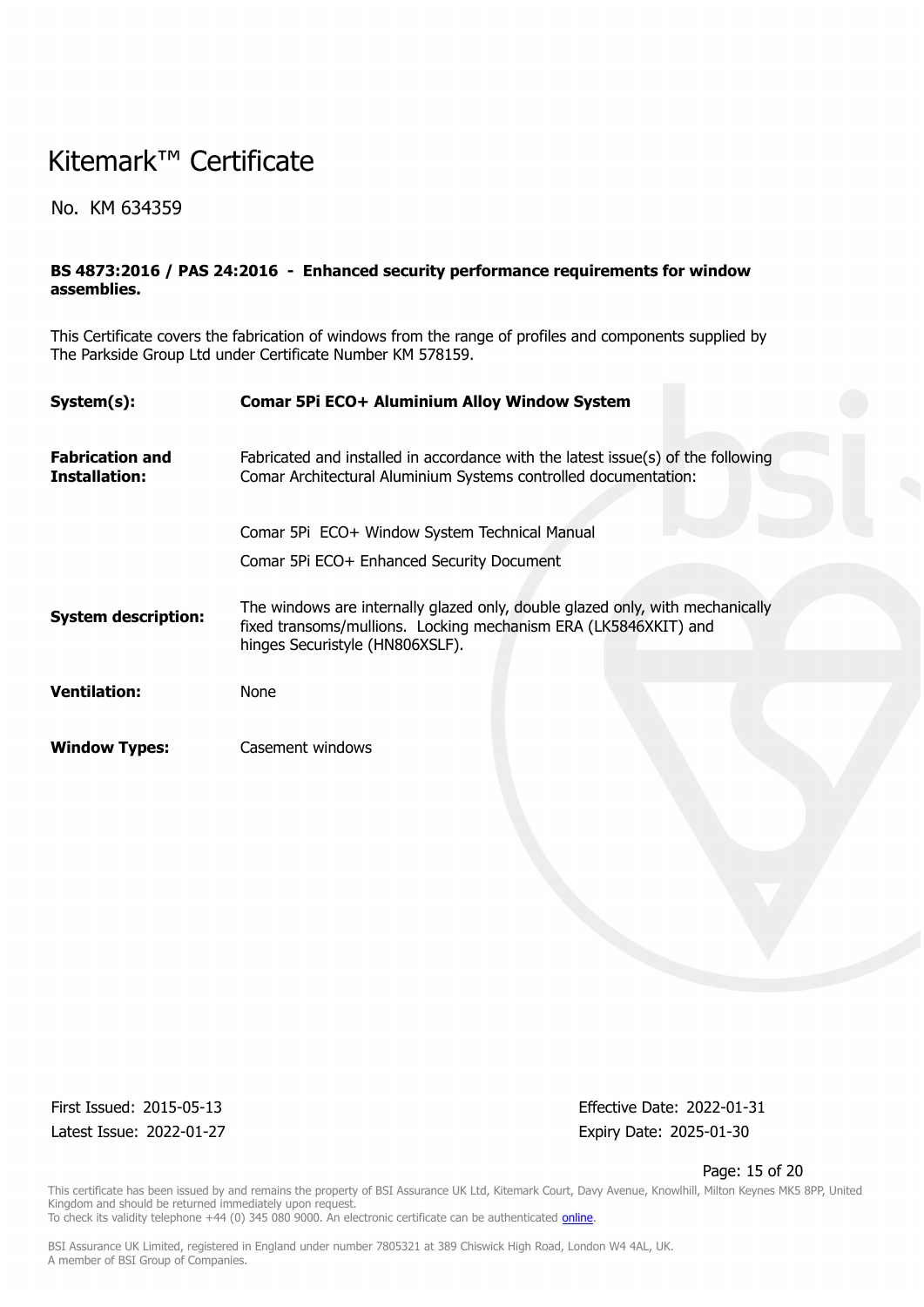# Kitemark™ Certificate

No. KM 634359

**BS 4873:2016 / PAS 24:2016 - Enhanced security performance requirements for window assemblies.**

This Certificate covers the fabrication of windows from the range of profiles and components supplied by The Parkside Group Ltd under Certificate Number KM 578159.

| | |
|---|---|
| **System(s):** | **Comar 5Pi ECO+ Aluminium Alloy Window System** |
| **Fabrication and Installation:** | Fabricated and installed in accordance with the latest issue(s) of the following Comar Architectural Aluminium Systems controlled documentation:<br><br>Comar 5Pi ECO+ Window System Technical Manual<br>Comar 5Pi ECO+ Enhanced Security Document |
| **System description:** | The windows are internally glazed only, double glazed only, with mechanically fixed transoms/mullions. Locking mechanism ERA (LK5846XKIT) and hinges Securistyle (HN806XSLF). |
| **Ventilation:** | None |
| **Window Types:** | Casement windows |

First Issued: 2015-05-13
Latest Issue: 2022-01-27

Effective Date: 2022-01-31
Expiry Date: 2025-01-30

This certificate has been issued by and remains the property of BSI Assurance UK Ltd, Kitemark Court, Davy Avenue, Knowlhill, Milton Keynes MK5 8PP, United Kingdom and should be returned immediately upon request.
To check its validity telephone +44 (0) 345 080 9000. An electronic certificate can be authenticated online.

BSI Assurance UK Limited, registered in England under number 7805321 at 389 Chiswick High Road, London W4 4AL, UK.
A member of BSI Group of Companies.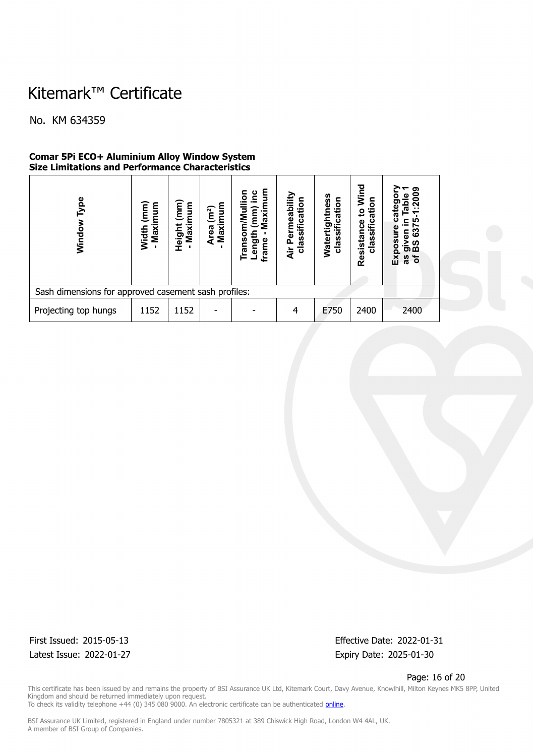# Kitemark™ Certificate

No. KM 634359

**Comar 5Pi ECO+ Aluminium Alloy Window System**
**Size Limitations and Performance Characteristics**

| Window Type | Width (mm) - Maximum | Height (mm) - Maximum | Area (m²) - Maximum | Transom/Mullion Length (mm) inc frame - Maximum | Air Permeability classification | Watertightness classification | Resistance to Wind classification | Exposure category as given in Table 1 of BS 6375-1:2009 |
|---|---|---|---|---|---|---|---|---|
| Sash dimensions for approved casement sash profiles: | | | | | | | | |
| Projecting top hungs | 1152 | 1152 | - | - | 4 | E750 | 2400 | 2400 |

First Issued: 2015-05-13
Latest Issue: 2022-01-27

Effective Date: 2022-01-31
Expiry Date: 2025-01-30

This certificate has been issued by and remains the property of BSI Assurance UK Ltd, Kitemark Court, Davy Avenue, Knowlhill, Milton Keynes MK5 8PP, United Kingdom and should be returned immediately upon request.
To check its validity telephone +44 (0) 345 080 9000. An electronic certificate can be authenticated online.

BSI Assurance UK Limited, registered in England under number 7805321 at 389 Chiswick High Road, London W4 4AL, UK.
A member of BSI Group of Companies.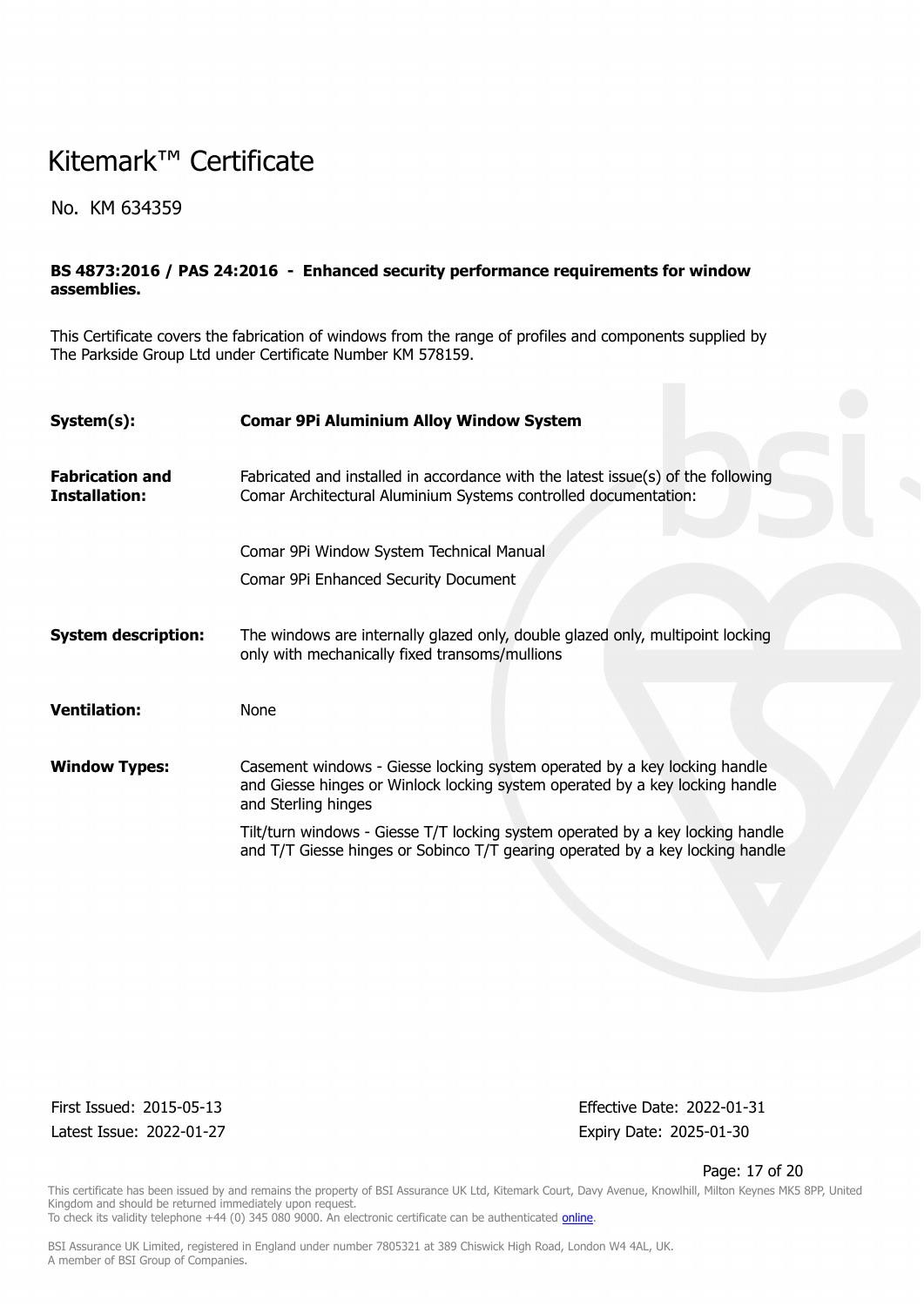# Kitemark™ Certificate

No. KM 634359

**BS 4873:2016 / PAS 24:2016 - Enhanced security performance requirements for window assemblies.**

This Certificate covers the fabrication of windows from the range of profiles and components supplied by The Parkside Group Ltd under Certificate Number KM 578159.

| | |
|---|---|
| **System(s):** | **Comar 9Pi Aluminium Alloy Window System** |
| **Fabrication and Installation:** | Fabricated and installed in accordance with the latest issue(s) of the following Comar Architectural Aluminium Systems controlled documentation:<br><br>Comar 9Pi Window System Technical Manual<br>Comar 9Pi Enhanced Security Document |
| **System description:** | The windows are internally glazed only, double glazed only, multipoint locking only with mechanically fixed transoms/mullions |
| **Ventilation:** | None |
| **Window Types:** | Casement windows - Giesse locking system operated by a key locking handle and Giesse hinges or Winlock locking system operated by a key locking handle and Sterling hinges<br><br>Tilt/turn windows - Giesse T/T locking system operated by a key locking handle and T/T Giesse hinges or Sobinco T/T gearing operated by a key locking handle |

First Issued: 2015-05-13
Latest Issue: 2022-01-27

Effective Date: 2022-01-31
Expiry Date: 2025-01-30

This certificate has been issued by and remains the property of BSI Assurance UK Ltd, Kitemark Court, Davy Avenue, Knowlhill, Milton Keynes MK5 8PP, United Kingdom and should be returned immediately upon request.
To check its validity telephone +44 (0) 345 080 9000. An electronic certificate can be authenticated online.

BSI Assurance UK Limited, registered in England under number 7805321 at 389 Chiswick High Road, London W4 4AL, UK.
A member of BSI Group of Companies.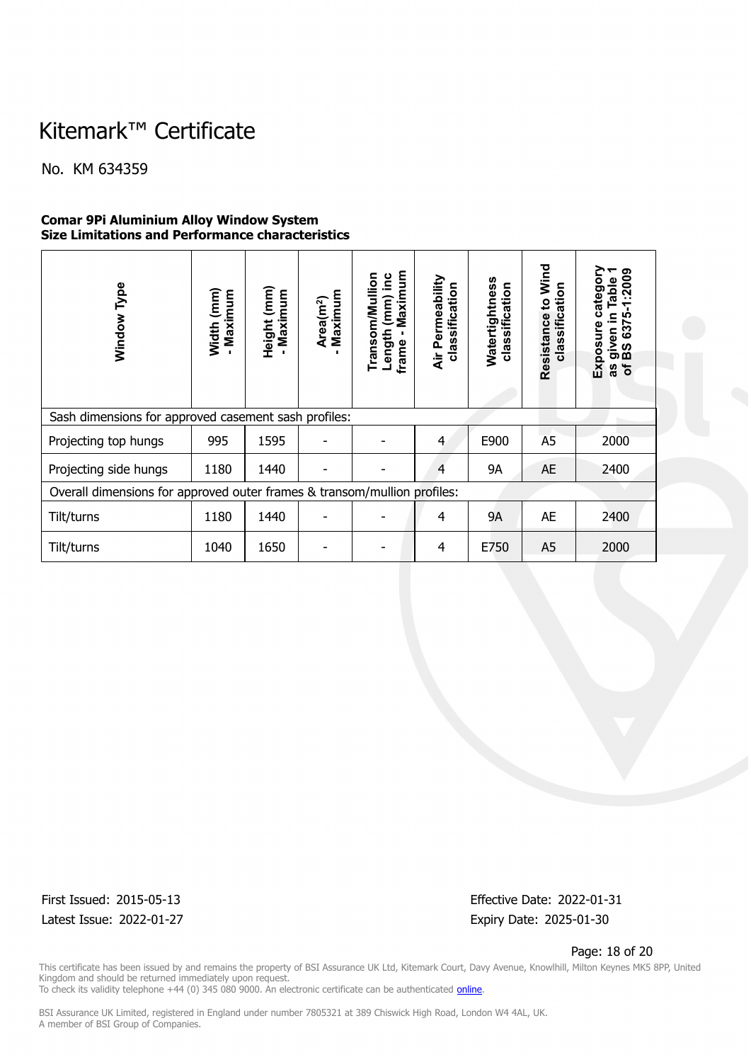# Kitemark™ Certificate

No. KM 634359

**Comar 9Pi Aluminium Alloy Window System**
**Size Limitations and Performance characteristics**

| Window Type | Width (mm) - Maximum | Height (mm) - Maximum | Area(m$^2$) - Maximum | Transom/Mullion Length (mm) inc frame - Maximum | Air Permeability classification | Watertightness classification | Resistance to Wind classification | Exposure category as given in Table 1 of BS 6375-1:2009 |
|---|---|---|---|---|---|---|---|---|
| Sash dimensions for approved casement sash profiles: | | | | | | | | |
| Projecting top hungs | 995 | 1595 | - | - | 4 | E900 | A5 | 2000 |
| Projecting side hungs | 1180 | 1440 | - | - | 4 | 9A | AE | 2400 |
| Overall dimensions for approved outer frames & transom/mullion profiles: | | | | | | | | |
| Tilt/turns | 1180 | 1440 | - | - | 4 | 9A | AE | 2400 |
| Tilt/turns | 1040 | 1650 | - | - | 4 | E750 | A5 | 2000 |

First Issued: 2015-05-13
Latest Issue: 2022-01-27

Effective Date: 2022-01-31
Expiry Date: 2025-01-30

This certificate has been issued by and remains the property of BSI Assurance UK Ltd, Kitemark Court, Davy Avenue, Knowlhill, Milton Keynes MK5 8PP, United Kingdom and should be returned immediately upon request.
To check its validity telephone +44 (0) 345 080 9000. An electronic certificate can be authenticated online.

BSI Assurance UK Limited, registered in England under number 7805321 at 389 Chiswick High Road, London W4 4AL, UK.
A member of BSI Group of Companies.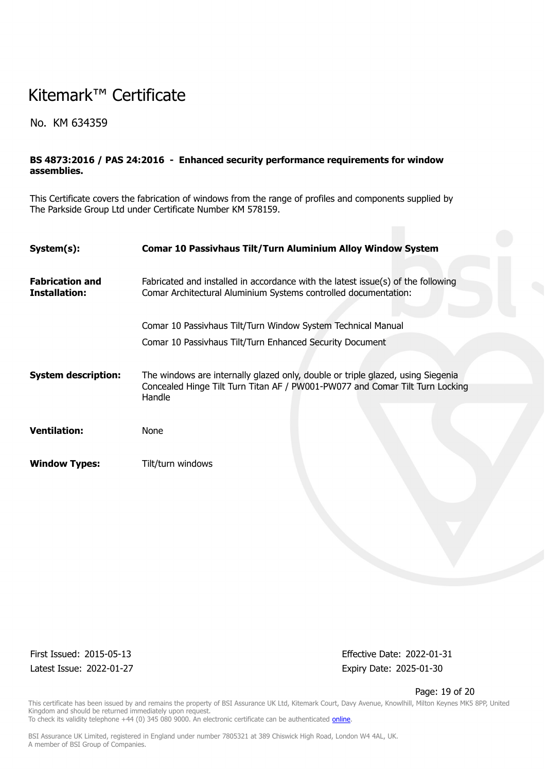# Kitemark™ Certificate

No. KM 634359

**BS 4873:2016 / PAS 24:2016 - Enhanced security performance requirements for window assemblies.**

This Certificate covers the fabrication of windows from the range of profiles and components supplied by The Parkside Group Ltd under Certificate Number KM 578159.

| | |
|---|---|
| **System(s):** | **Comar 10 Passivhaus Tilt/Turn Aluminium Alloy Window System** |
| **Fabrication and Installation:** | Fabricated and installed in accordance with the latest issue(s) of the following Comar Architectural Aluminium Systems controlled documentation:<br><br>Comar 10 Passivhaus Tilt/Turn Window System Technical Manual<br>Comar 10 Passivhaus Tilt/Turn Enhanced Security Document |
| **System description:** | The windows are internally glazed only, double or triple glazed, using Siegenia Concealed Hinge Tilt Turn Titan AF / PW001-PW077 and Comar Tilt Turn Locking Handle |
| **Ventilation:** | None |
| **Window Types:** | Tilt/turn windows |

First Issued: 2015-05-13
Latest Issue: 2022-01-27

Effective Date: 2022-01-31
Expiry Date: 2025-01-30

This certificate has been issued by and remains the property of BSI Assurance UK Ltd, Kitemark Court, Davy Avenue, Knowlhill, Milton Keynes MK5 8PP, United Kingdom and should be returned immediately upon request.
To check its validity telephone +44 (0) 345 080 9000. An electronic certificate can be authenticated online.

BSI Assurance UK Limited, registered in England under number 7805321 at 389 Chiswick High Road, London W4 4AL, UK.
A member of BSI Group of Companies.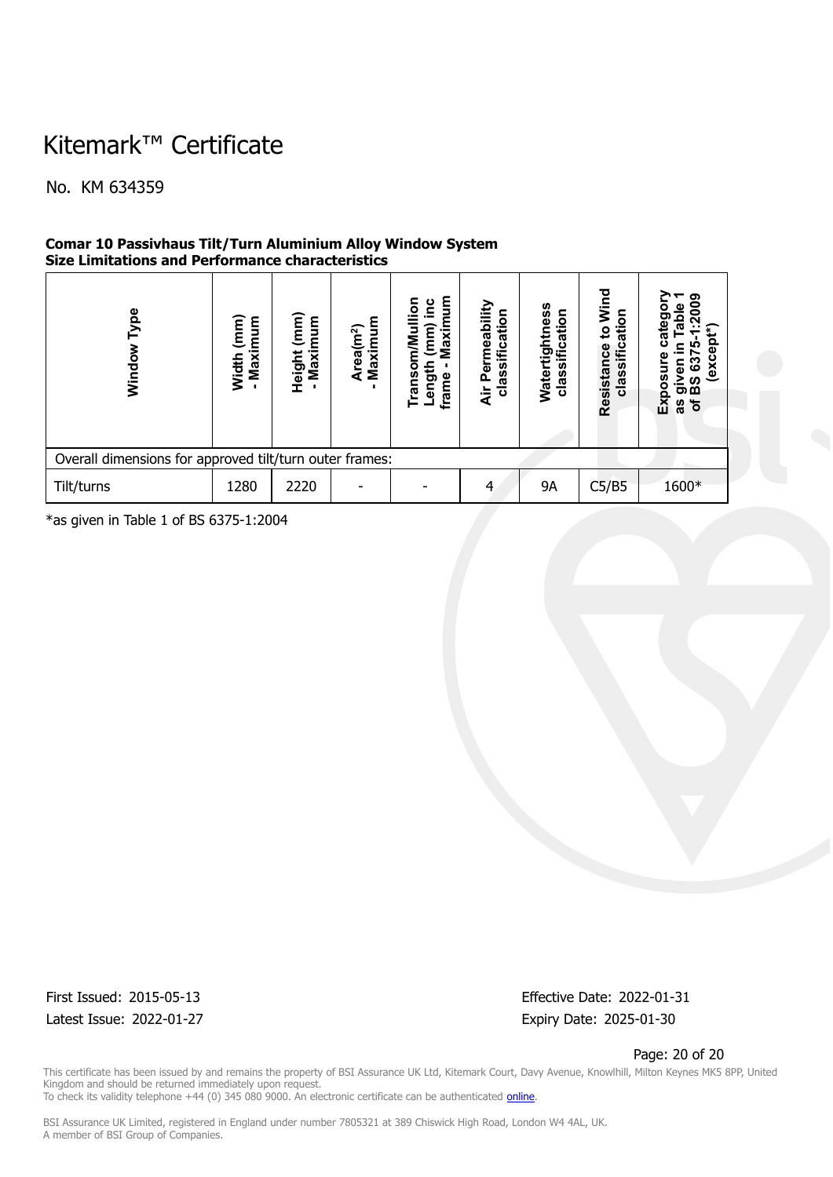# Kitemark™ Certificate

No. KM 634359

**Comar 10 Passivhaus Tilt/Turn Aluminium Alloy Window System**
**Size Limitations and Performance characteristics**

| Window Type | Width (mm) - Maximum | Height (mm) - Maximum | Area(m$^2$) - Maximum | Transom/Mullion Length (mm) inc frame - Maximum | Air Permeability classification | Watertightness classification | Resistance to Wind classification | Exposure category as given in Table 1 of BS 6375-1:2009 (except*) |
|---|---|---|---|---|---|---|---|---|
| Overall dimensions for approved tilt/turn outer frames: | | | | | | | | |
| Tilt/turns | 1280 | 2220 | - | - | 4 | 9A | C5/B5 | 1600* |

*as given in Table 1 of BS 6375-1:2004

First Issued: 2015-05-13
Latest Issue: 2022-01-27

Effective Date: 2022-01-31
Expiry Date: 2025-01-30

This certificate has been issued by and remains the property of BSI Assurance UK Ltd, Kitemark Court, Davy Avenue, Knowlhill, Milton Keynes MK5 8PP, United Kingdom and should be returned immediately upon request.
To check its validity telephone +44 (0) 345 080 9000. An electronic certificate can be authenticated online.

BSI Assurance UK Limited, registered in England under number 7805321 at 389 Chiswick High Road, London W4 4AL, UK.
A member of BSI Group of Companies.